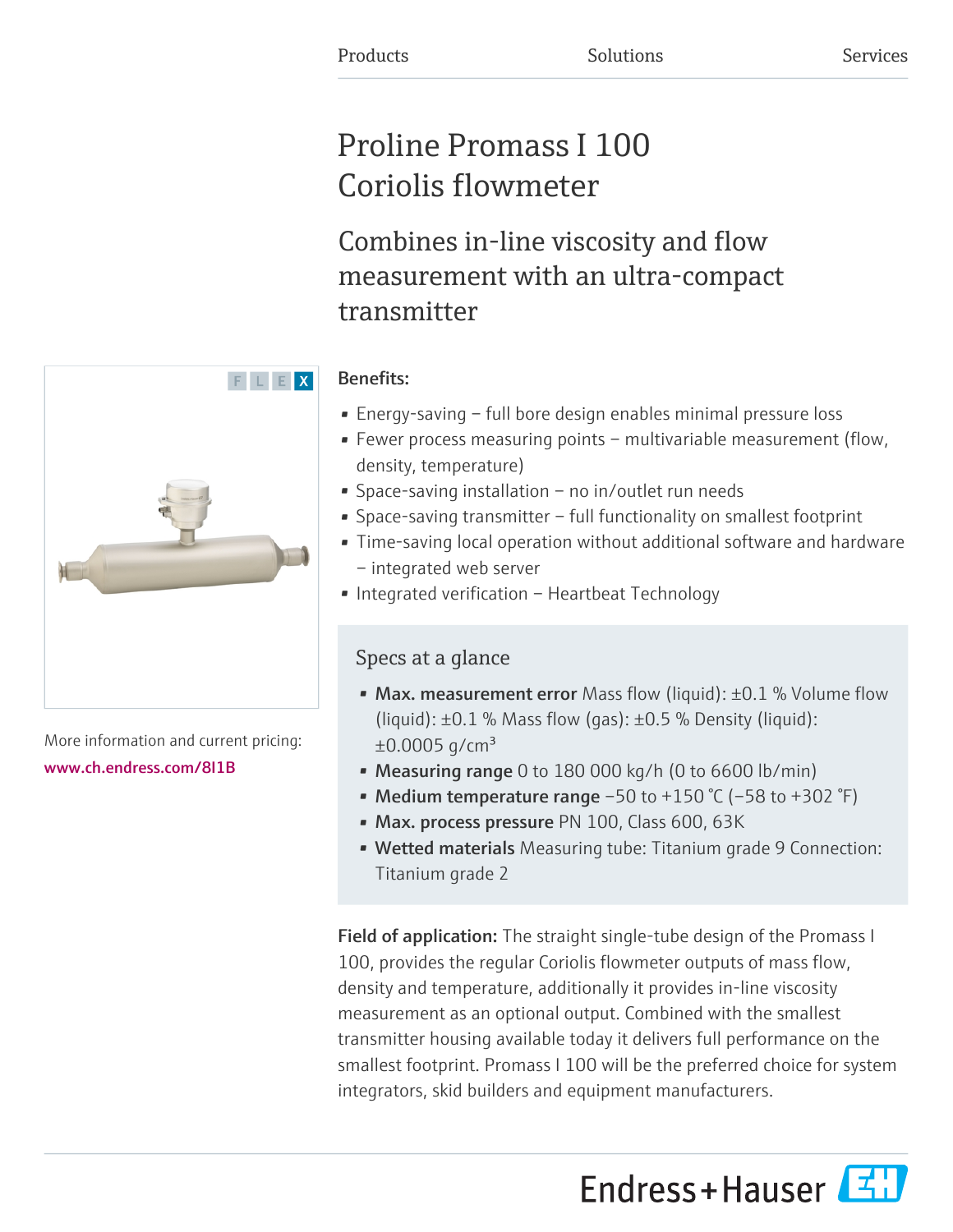Products | Solutions | Services

# Proline Promass I 100 Coriolis flowmeter

## Combines in-line viscosity and flow measurement with an ultra-compact transmitter

F L E X

More information and current pricing:
www.ch.endress.com/8I1B

**Benefits:**

- Energy-saving – full bore design enables minimal pressure loss
- Fewer process measuring points – multivariable measurement (flow, density, temperature)
- Space-saving installation – no in/outlet run needs
- Space-saving transmitter – full functionality on smallest footprint
- Time-saving local operation without additional software and hardware – integrated web server
- Integrated verification – Heartbeat Technology

### Specs at a glance

- **Max. measurement error** Mass flow (liquid): ±0.1 % Volume flow (liquid): ±0.1 % Mass flow (gas): ±0.5 % Density (liquid): ±0.0005 g/cm³
- **Measuring range** 0 to 180 000 kg/h (0 to 6600 lb/min)
- **Medium temperature range** –50 to +150 °C (–58 to +302 °F)
- **Max. process pressure** PN 100, Class 600, 63K
- **Wetted materials** Measuring tube: Titanium grade 9 Connection: Titanium grade 2

**Field of application:** The straight single-tube design of the Promass I 100, provides the regular Coriolis flowmeter outputs of mass flow, density and temperature, additionally it provides in-line viscosity measurement as an optional output. Combined with the smallest transmitter housing available today it delivers full performance on the smallest footprint. Promass I 100 will be the preferred choice for system integrators, skid builders and equipment manufacturers.

Endress+Hauser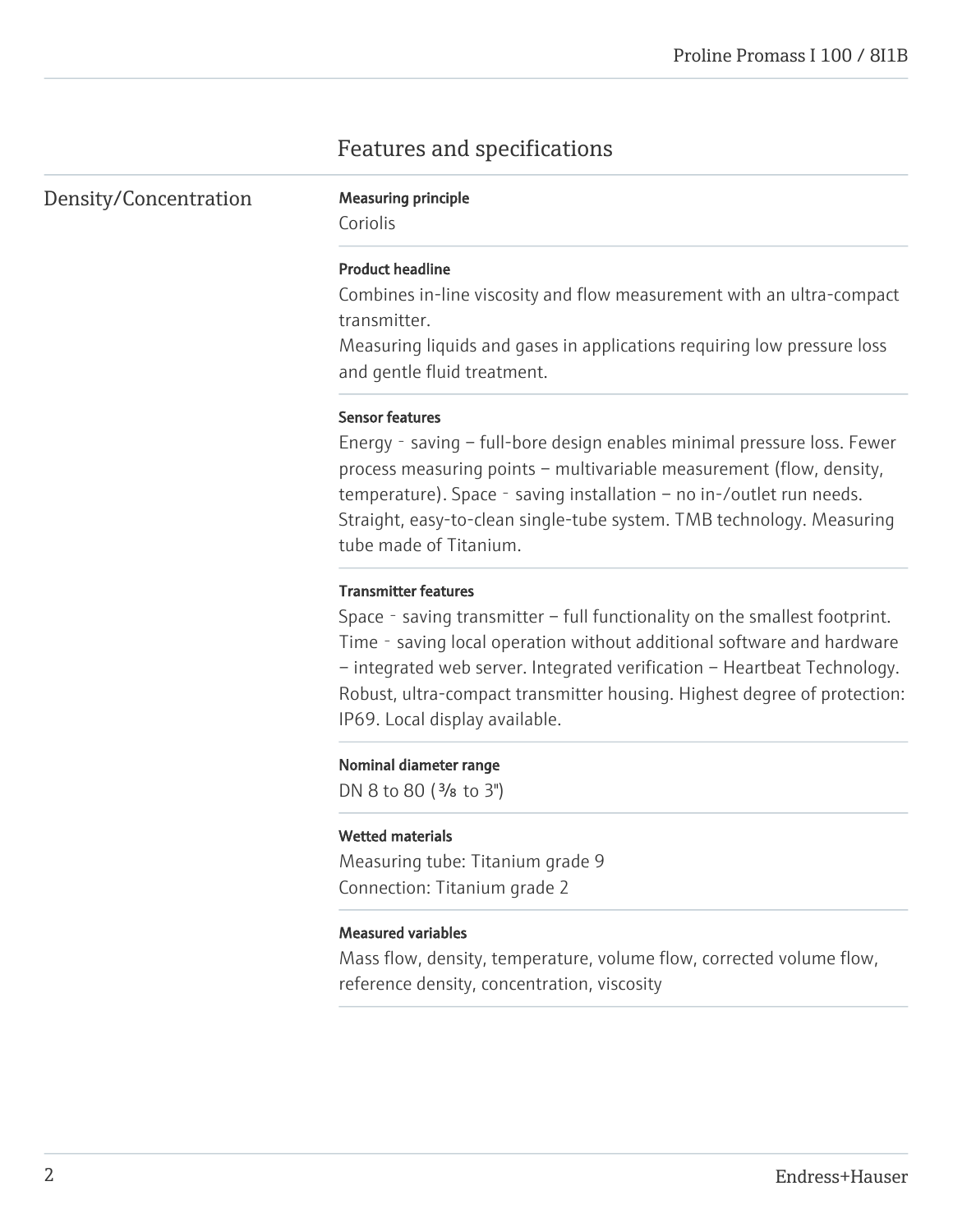## Features and specifications

### Density/Concentration

**Measuring principle**

Coriolis

**Product headline**

Combines in-line viscosity and flow measurement with an ultra-compact transmitter.
Measuring liquids and gases in applications requiring low pressure loss and gentle fluid treatment.

**Sensor features**

Energy‐saving – full-bore design enables minimal pressure loss. Fewer process measuring points – multivariable measurement (flow, density, temperature). Space‐saving installation – no in-/outlet run needs. Straight, easy-to-clean single-tube system. TMB technology. Measuring tube made of Titanium.

**Transmitter features**

Space‐saving transmitter – full functionality on the smallest footprint. Time‐saving local operation without additional software and hardware – integrated web server. Integrated verification – Heartbeat Technology. Robust, ultra-compact transmitter housing. Highest degree of protection: IP69. Local display available.

**Nominal diameter range**

DN 8 to 80 (⅜ to 3")

**Wetted materials**

Measuring tube: Titanium grade 9
Connection: Titanium grade 2

**Measured variables**

Mass flow, density, temperature, volume flow, corrected volume flow, reference density, concentration, viscosity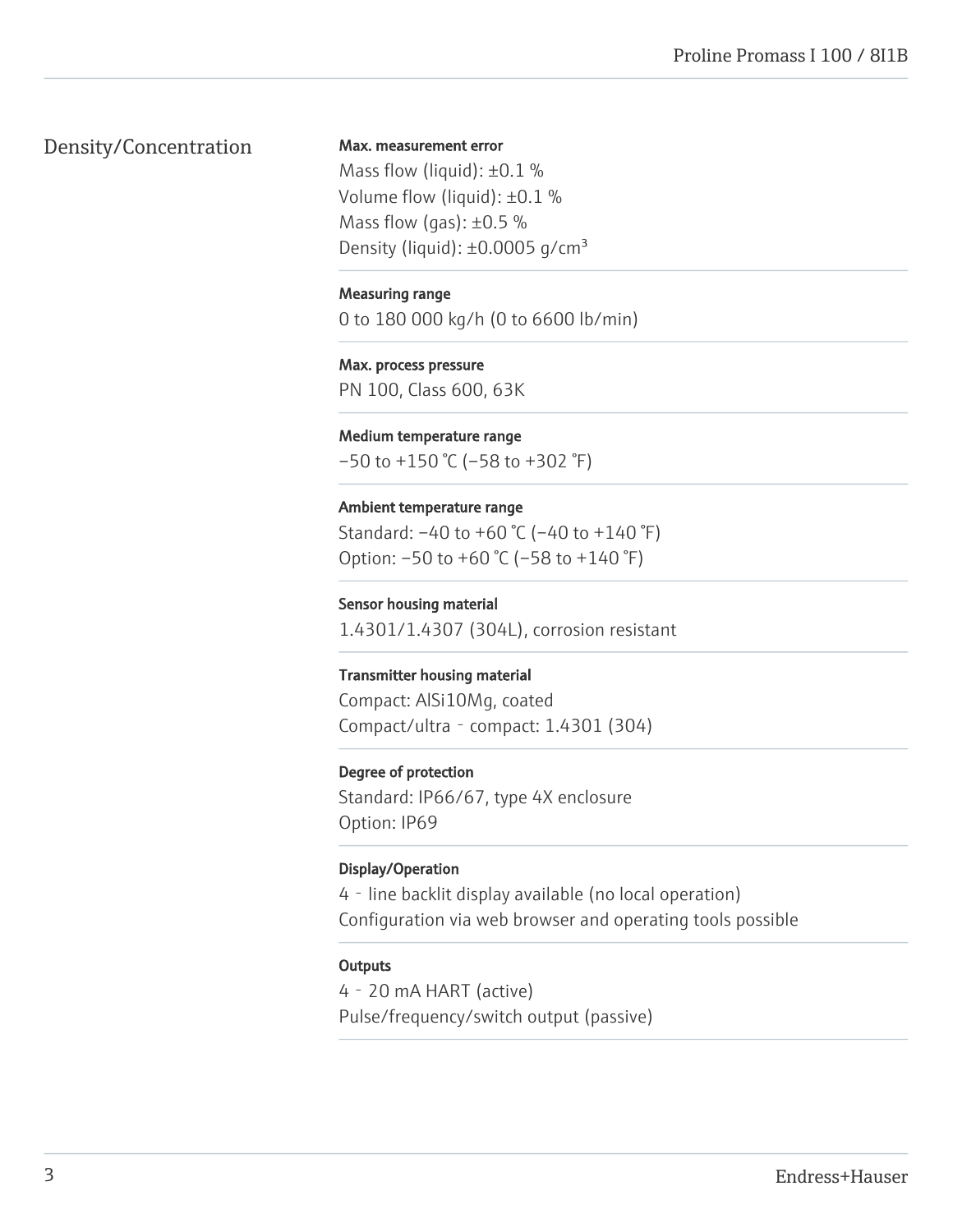## Density/Concentration

**Max. measurement error**

Mass flow (liquid): ±0.1 %
Volume flow (liquid): ±0.1 %
Mass flow (gas): ±0.5 %
Density (liquid): ±0.0005 g/cm³

**Measuring range**

0 to 180 000 kg/h (0 to 6600 lb/min)

**Max. process pressure**

PN 100, Class 600, 63K

**Medium temperature range**

–50 to +150 °C (–58 to +302 °F)

**Ambient temperature range**

Standard: –40 to +60 °C (–40 to +140 °F)
Option: –50 to +60 °C (–58 to +140 °F)

**Sensor housing material**

1.4301/1.4307 (304L), corrosion resistant

**Transmitter housing material**

Compact: AlSi10Mg, coated
Compact/ultra - compact: 1.4301 (304)

**Degree of protection**

Standard: IP66/67, type 4X enclosure
Option: IP69

**Display/Operation**

4 - line backlit display available (no local operation)
Configuration via web browser and operating tools possible

**Outputs**

4 - 20 mA HART (active)
Pulse/frequency/switch output (passive)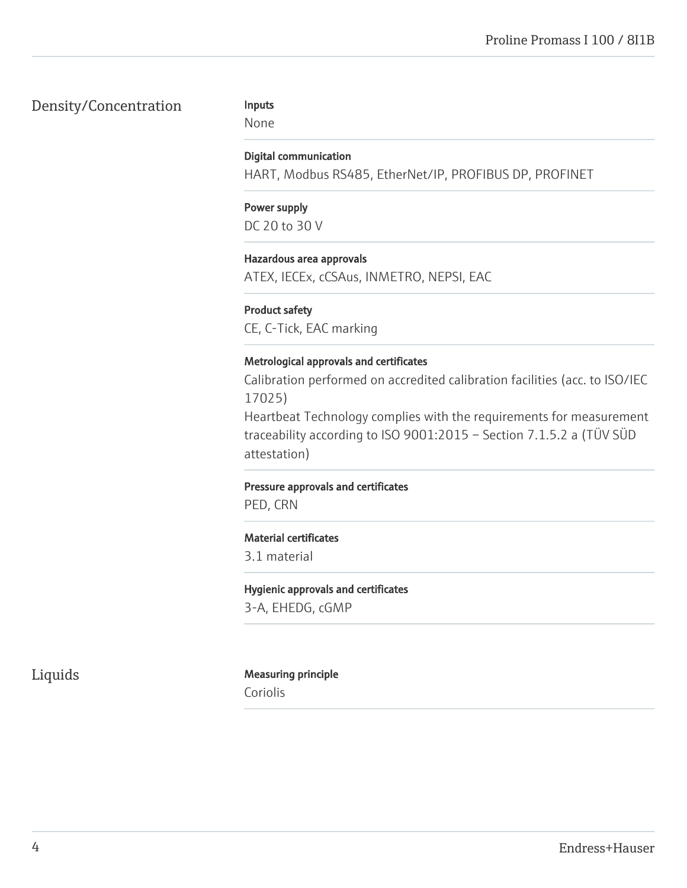## Density/Concentration

**Inputs**
None

**Digital communication**
HART, Modbus RS485, EtherNet/IP, PROFIBUS DP, PROFINET

**Power supply**
DC 20 to 30 V

**Hazardous area approvals**
ATEX, IECEx, cCSAus, INMETRO, NEPSI, EAC

**Product safety**
CE, C-Tick, EAC marking

**Metrological approvals and certificates**
Calibration performed on accredited calibration facilities (acc. to ISO/IEC 17025)
Heartbeat Technology complies with the requirements for measurement traceability according to ISO 9001:2015 – Section 7.1.5.2 a (TÜV SÜD attestation)

**Pressure approvals and certificates**
PED, CRN

**Material certificates**
3.1 material

**Hygienic approvals and certificates**
3-A, EHEDG, cGMP

## Liquids

**Measuring principle**
Coriolis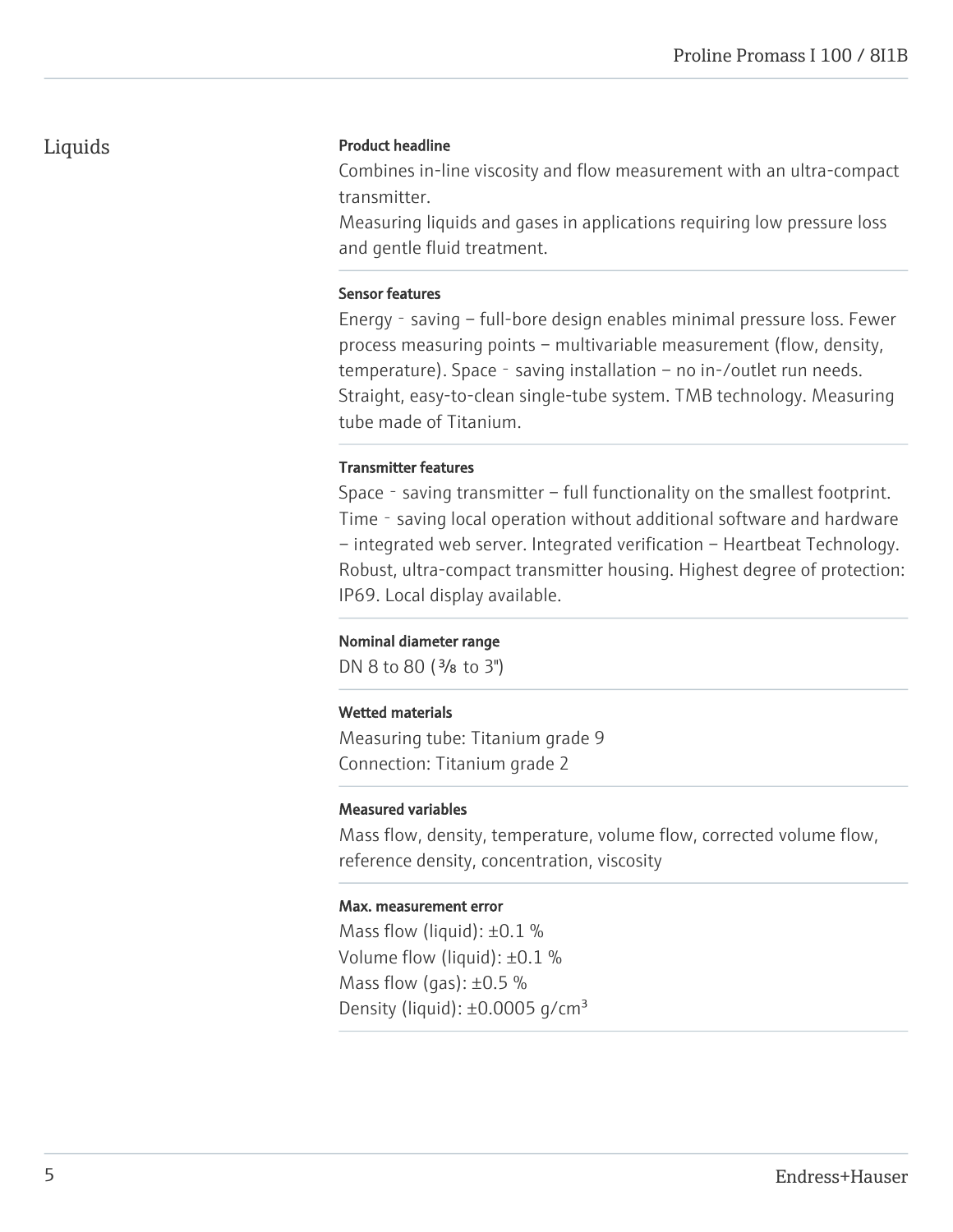## Liquids

**Product headline**

Combines in-line viscosity and flow measurement with an ultra-compact transmitter.
Measuring liquids and gases in applications requiring low pressure loss and gentle fluid treatment.

**Sensor features**

Energy‐saving – full-bore design enables minimal pressure loss. Fewer process measuring points – multivariable measurement (flow, density, temperature). Space‐saving installation – no in-/outlet run needs. Straight, easy-to-clean single-tube system. TMB technology. Measuring tube made of Titanium.

**Transmitter features**

Space‐saving transmitter – full functionality on the smallest footprint. Time‐saving local operation without additional software and hardware – integrated web server. Integrated verification – Heartbeat Technology. Robust, ultra-compact transmitter housing. Highest degree of protection: IP69. Local display available.

**Nominal diameter range**

DN 8 to 80 (⅜ to 3")

**Wetted materials**

Measuring tube: Titanium grade 9
Connection: Titanium grade 2

**Measured variables**

Mass flow, density, temperature, volume flow, corrected volume flow, reference density, concentration, viscosity

**Max. measurement error**

Mass flow (liquid): ±0.1 %
Volume flow (liquid): ±0.1 %
Mass flow (gas): ±0.5 %
Density (liquid): ±0.0005 g/cm³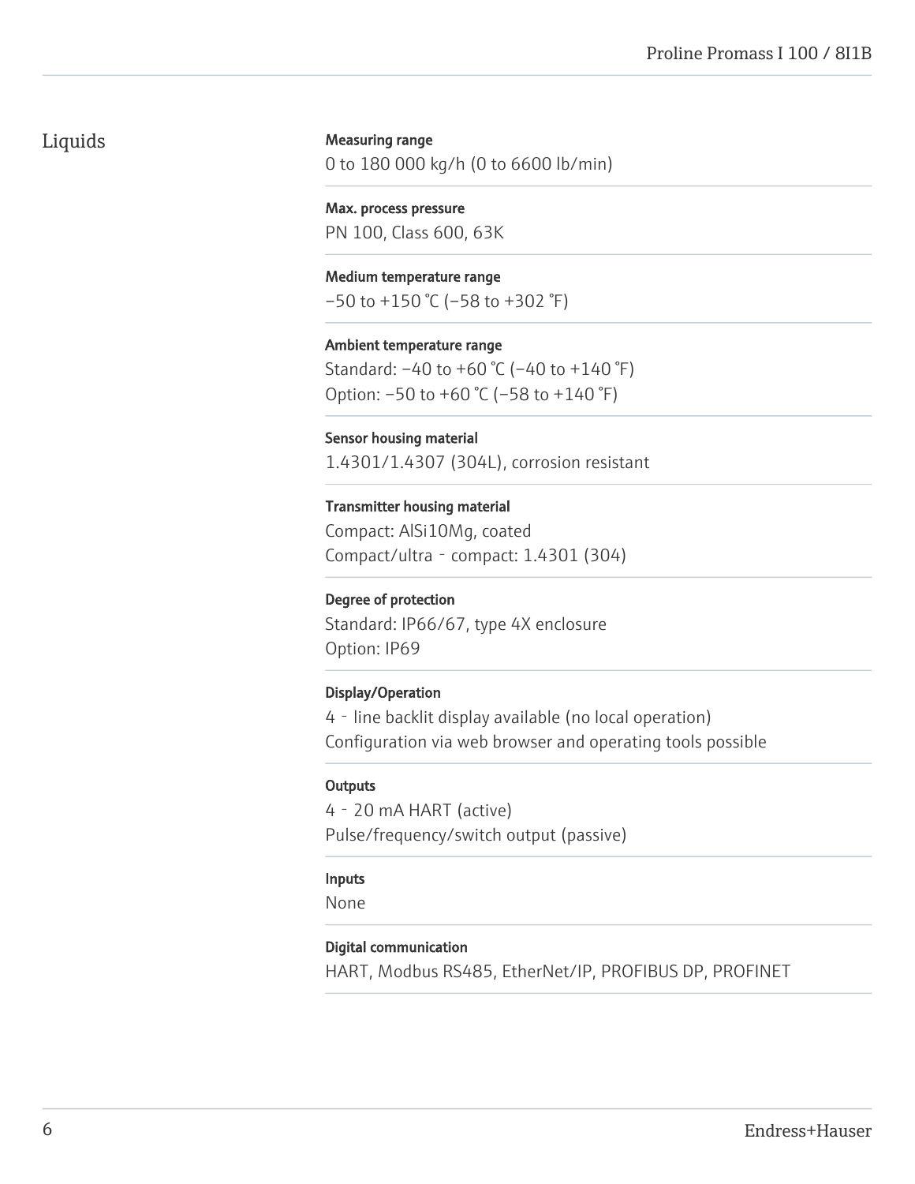## Liquids

**Measuring range**
0 to 180 000 kg/h (0 to 6600 lb/min)

**Max. process pressure**
PN 100, Class 600, 63K

**Medium temperature range**
−50 to +150 °C (−58 to +302 °F)

**Ambient temperature range**
Standard: −40 to +60 °C (−40 to +140 °F)
Option: −50 to +60 °C (−58 to +140 °F)

**Sensor housing material**
1.4301/1.4307 (304L), corrosion resistant

**Transmitter housing material**
Compact: AlSi10Mg, coated
Compact/ultra‐compact: 1.4301 (304)

**Degree of protection**
Standard: IP66/67, type 4X enclosure
Option: IP69

**Display/Operation**
4‐line backlit display available (no local operation)
Configuration via web browser and operating tools possible

**Outputs**
4‐20 mA HART (active)
Pulse/frequency/switch output (passive)

**Inputs**
None

**Digital communication**
HART, Modbus RS485, EtherNet/IP, PROFIBUS DP, PROFINET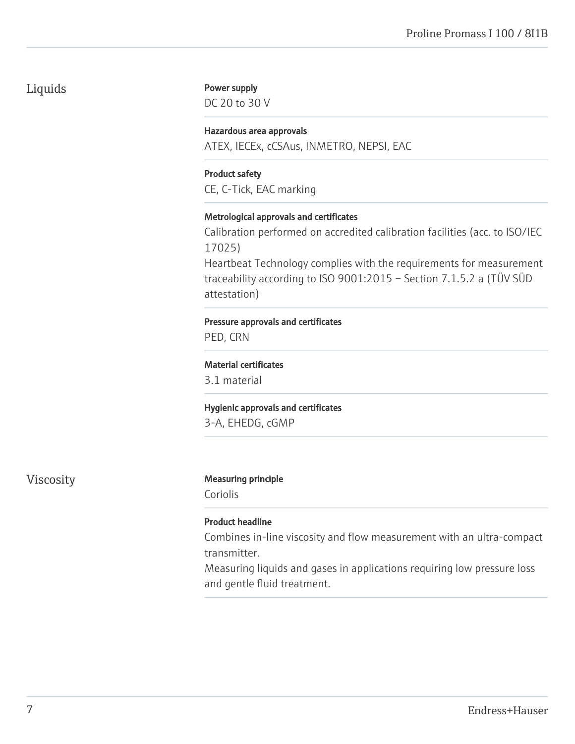## Liquids

**Power supply**

DC 20 to 30 V

**Hazardous area approvals**

ATEX, IECEx, cCSAus, INMETRO, NEPSI, EAC

**Product safety**

CE, C-Tick, EAC marking

**Metrological approvals and certificates**

Calibration performed on accredited calibration facilities (acc. to ISO/IEC 17025)
Heartbeat Technology complies with the requirements for measurement traceability according to ISO 9001:2015 – Section 7.1.5.2 a (TÜV SÜD attestation)

**Pressure approvals and certificates**

PED, CRN

**Material certificates**

3.1 material

**Hygienic approvals and certificates**

3-A, EHEDG, cGMP

## Viscosity

**Measuring principle**

Coriolis

**Product headline**

Combines in-line viscosity and flow measurement with an ultra-compact transmitter.
Measuring liquids and gases in applications requiring low pressure loss and gentle fluid treatment.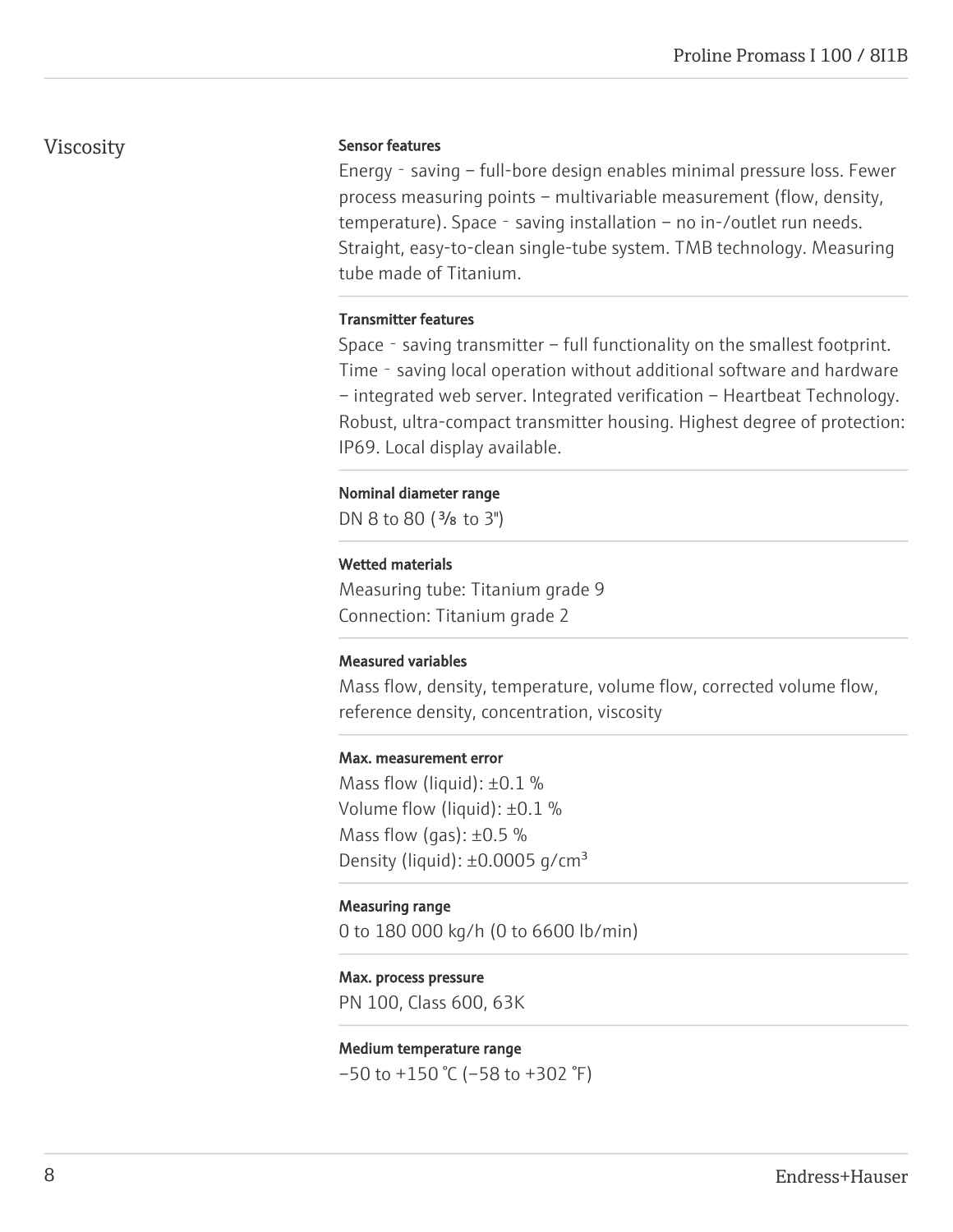## Viscosity

**Sensor features**

Energy‐saving – full-bore design enables minimal pressure loss. Fewer process measuring points – multivariable measurement (flow, density, temperature). Space‐saving installation – no in-/outlet run needs. Straight, easy-to-clean single-tube system. TMB technology. Measuring tube made of Titanium.

**Transmitter features**

Space‐saving transmitter – full functionality on the smallest footprint. Time‐saving local operation without additional software and hardware – integrated web server. Integrated verification – Heartbeat Technology. Robust, ultra-compact transmitter housing. Highest degree of protection: IP69. Local display available.

**Nominal diameter range**

DN 8 to 80 (⅜ to 3")

**Wetted materials**

Measuring tube: Titanium grade 9
Connection: Titanium grade 2

**Measured variables**

Mass flow, density, temperature, volume flow, corrected volume flow, reference density, concentration, viscosity

**Max. measurement error**

Mass flow (liquid): ±0.1 %
Volume flow (liquid): ±0.1 %
Mass flow (gas): ±0.5 %
Density (liquid): ±0.0005 g/cm³

**Measuring range**

0 to 180 000 kg/h (0 to 6600 lb/min)

**Max. process pressure**

PN 100, Class 600, 63K

**Medium temperature range**

–50 to +150 °C (–58 to +302 °F)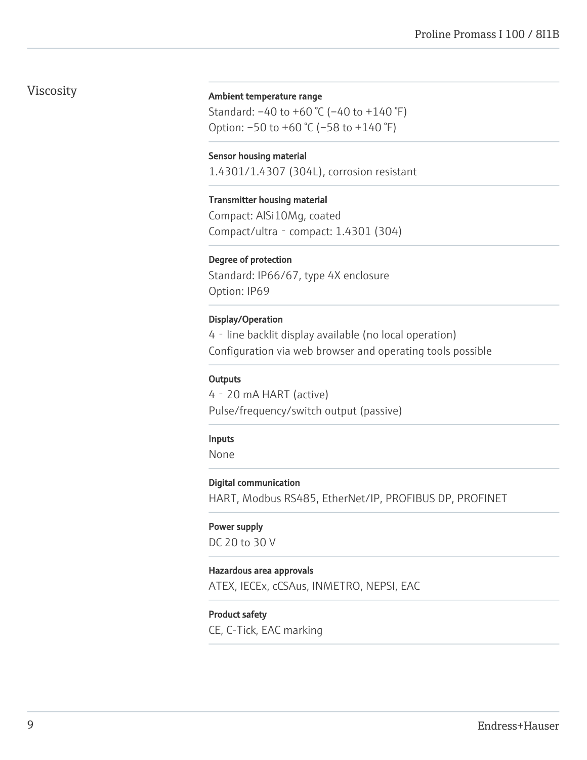## Viscosity

**Ambient temperature range**
Standard: −40 to +60 °C (−40 to +140 °F)
Option: −50 to +60 °C (−58 to +140 °F)

**Sensor housing material**
1.4301/1.4307 (304L), corrosion resistant

**Transmitter housing material**
Compact: AlSi10Mg, coated
Compact/ultra‐compact: 1.4301 (304)

**Degree of protection**
Standard: IP66/67, type 4X enclosure
Option: IP69

**Display/Operation**
4‐line backlit display available (no local operation)
Configuration via web browser and operating tools possible

**Outputs**
4‐20 mA HART (active)
Pulse/frequency/switch output (passive)

**Inputs**
None

**Digital communication**
HART, Modbus RS485, EtherNet/IP, PROFIBUS DP, PROFINET

**Power supply**
DC 20 to 30 V

**Hazardous area approvals**
ATEX, IECEx, cCSAus, INMETRO, NEPSI, EAC

**Product safety**
CE, C-Tick, EAC marking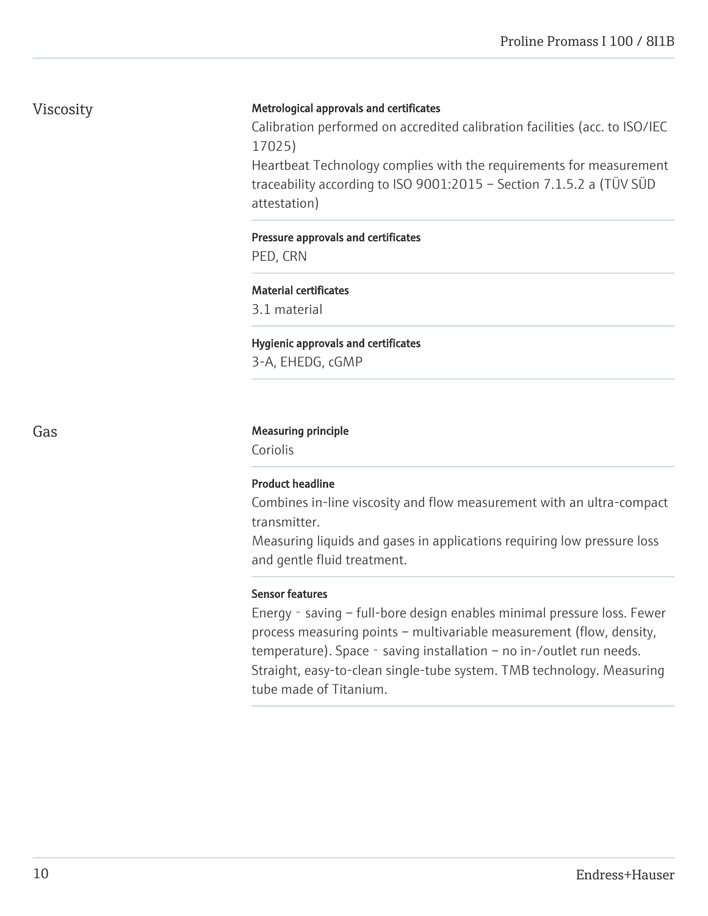## Viscosity

**Metrological approvals and certificates**

Calibration performed on accredited calibration facilities (acc. to ISO/IEC 17025)
Heartbeat Technology complies with the requirements for measurement traceability according to ISO 9001:2015 – Section 7.1.5.2 a (TÜV SÜD attestation)

**Pressure approvals and certificates**

PED, CRN

**Material certificates**

3.1 material

**Hygienic approvals and certificates**

3-A, EHEDG, cGMP

## Gas

**Measuring principle**

Coriolis

**Product headline**

Combines in-line viscosity and flow measurement with an ultra-compact transmitter.
Measuring liquids and gases in applications requiring low pressure loss and gentle fluid treatment.

**Sensor features**

Energy - saving – full-bore design enables minimal pressure loss. Fewer process measuring points – multivariable measurement (flow, density, temperature). Space - saving installation – no in-/outlet run needs. Straight, easy-to-clean single-tube system. TMB technology. Measuring tube made of Titanium.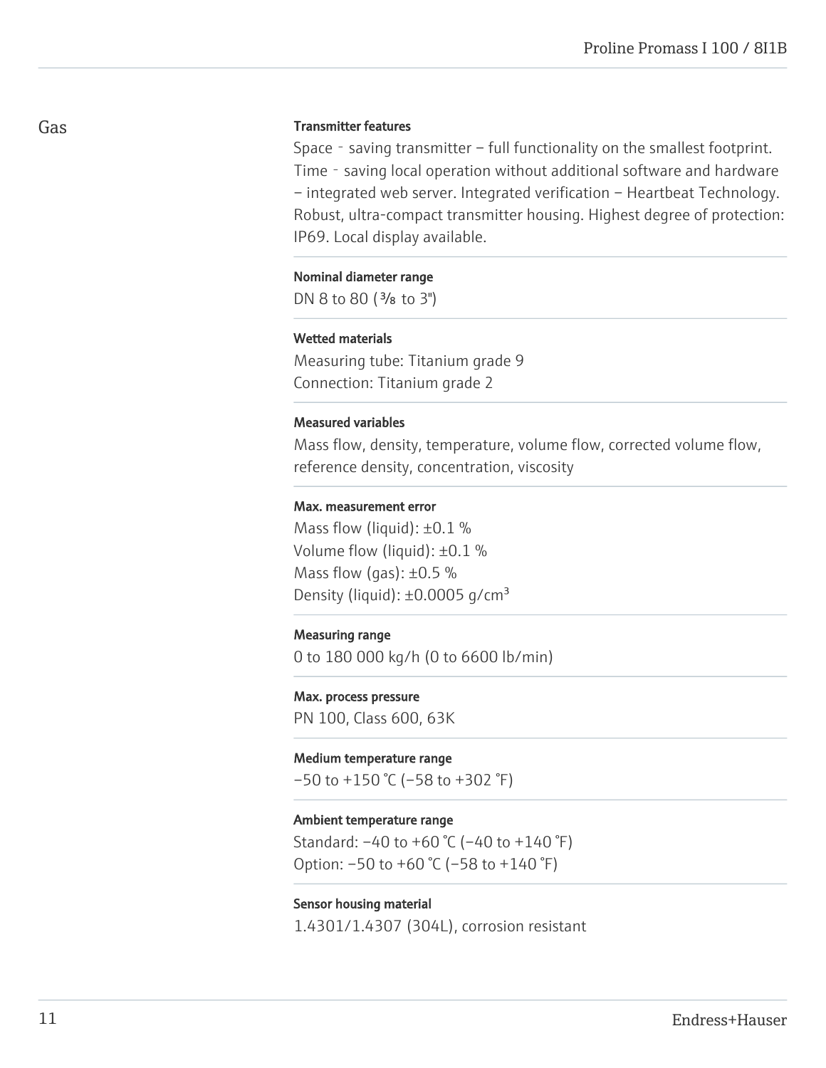## Gas

**Transmitter features**

Space‐saving transmitter – full functionality on the smallest footprint. Time‐saving local operation without additional software and hardware – integrated web server. Integrated verification – Heartbeat Technology. Robust, ultra-compact transmitter housing. Highest degree of protection: IP69. Local display available.

**Nominal diameter range**

DN 8 to 80 (⅜ to 3")

**Wetted materials**

Measuring tube: Titanium grade 9
Connection: Titanium grade 2

**Measured variables**

Mass flow, density, temperature, volume flow, corrected volume flow, reference density, concentration, viscosity

**Max. measurement error**

Mass flow (liquid): ±0.1 %
Volume flow (liquid): ±0.1 %
Mass flow (gas): ±0.5 %
Density (liquid): ±0.0005 g/cm³

**Measuring range**

0 to 180 000 kg/h (0 to 6600 lb/min)

**Max. process pressure**

PN 100, Class 600, 63K

**Medium temperature range**

–50 to +150 °C (–58 to +302 °F)

**Ambient temperature range**

Standard: –40 to +60 °C (–40 to +140 °F)
Option: –50 to +60 °C (–58 to +140 °F)

**Sensor housing material**

1.4301/1.4307 (304L), corrosion resistant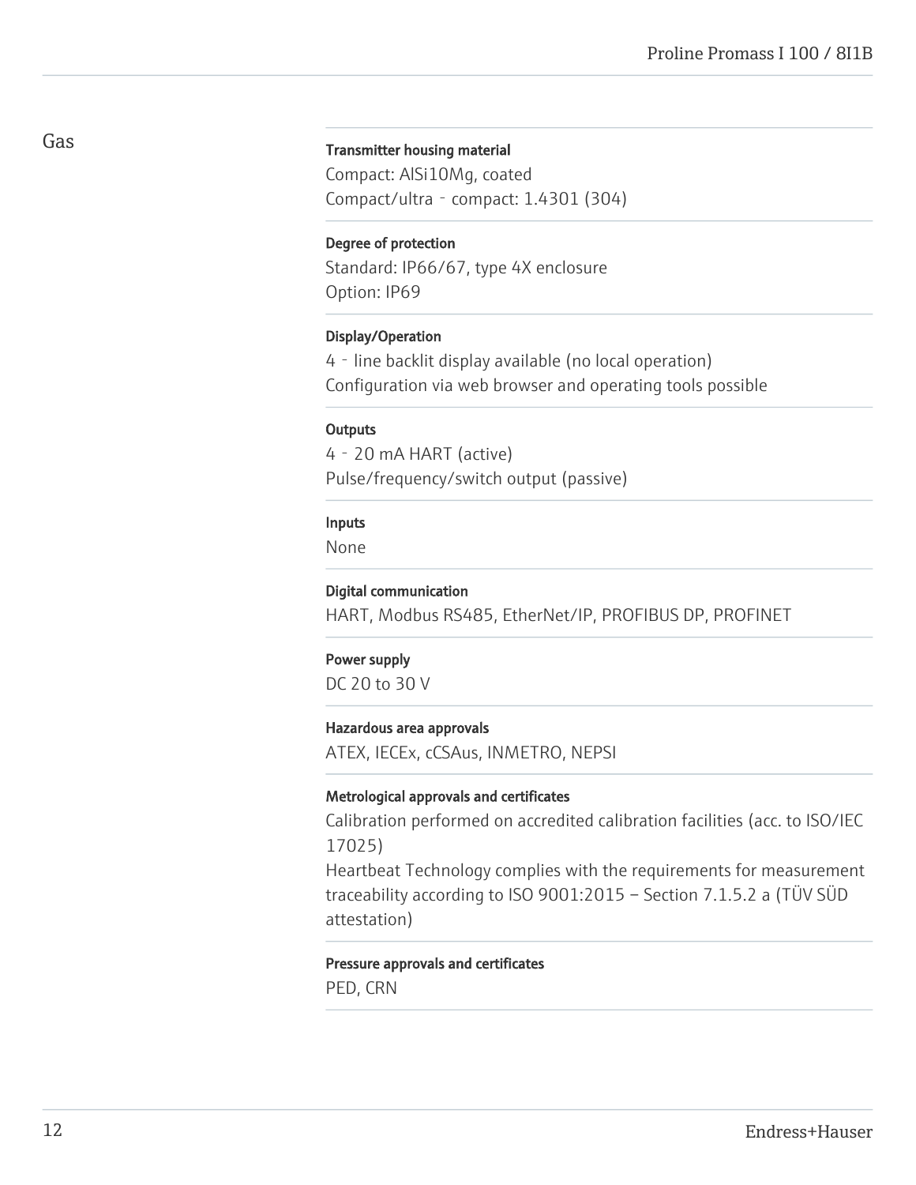## Gas

**Transmitter housing material**
Compact: AlSi10Mg, coated
Compact/ultra - compact: 1.4301 (304)

**Degree of protection**
Standard: IP66/67, type 4X enclosure
Option: IP69

**Display/Operation**
4 - line backlit display available (no local operation)
Configuration via web browser and operating tools possible

**Outputs**
4 - 20 mA HART (active)
Pulse/frequency/switch output (passive)

**Inputs**
None

**Digital communication**
HART, Modbus RS485, EtherNet/IP, PROFIBUS DP, PROFINET

**Power supply**
DC 20 to 30 V

**Hazardous area approvals**
ATEX, IECEx, cCSAus, INMETRO, NEPSI

**Metrological approvals and certificates**
Calibration performed on accredited calibration facilities (acc. to ISO/IEC 17025)
Heartbeat Technology complies with the requirements for measurement traceability according to ISO 9001:2015 – Section 7.1.5.2 a (TÜV SÜD attestation)

**Pressure approvals and certificates**
PED, CRN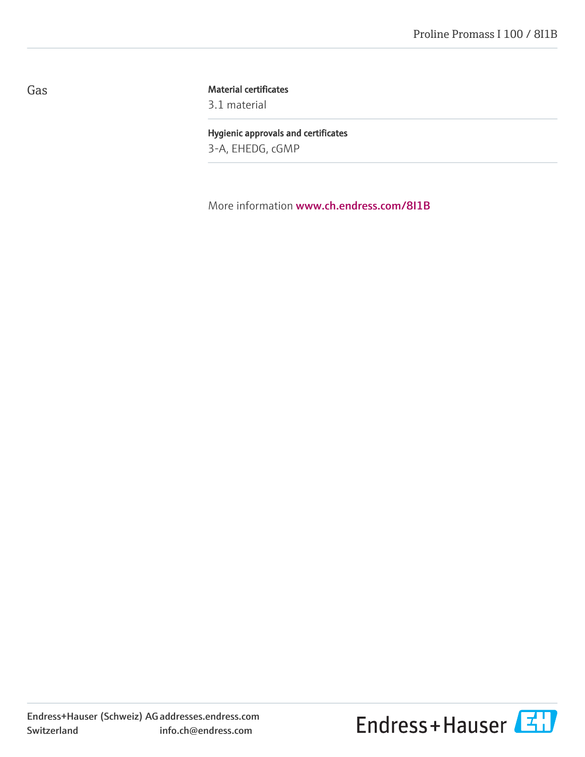## Gas

**Material certificates**

3.1 material

**Hygienic approvals and certificates**

3-A, EHEDG, cGMP

More information www.ch.endress.com/8I1B

Endress+Hauser (Schweiz) AG
Switzerland

addresses.endress.com
info.ch@endress.com